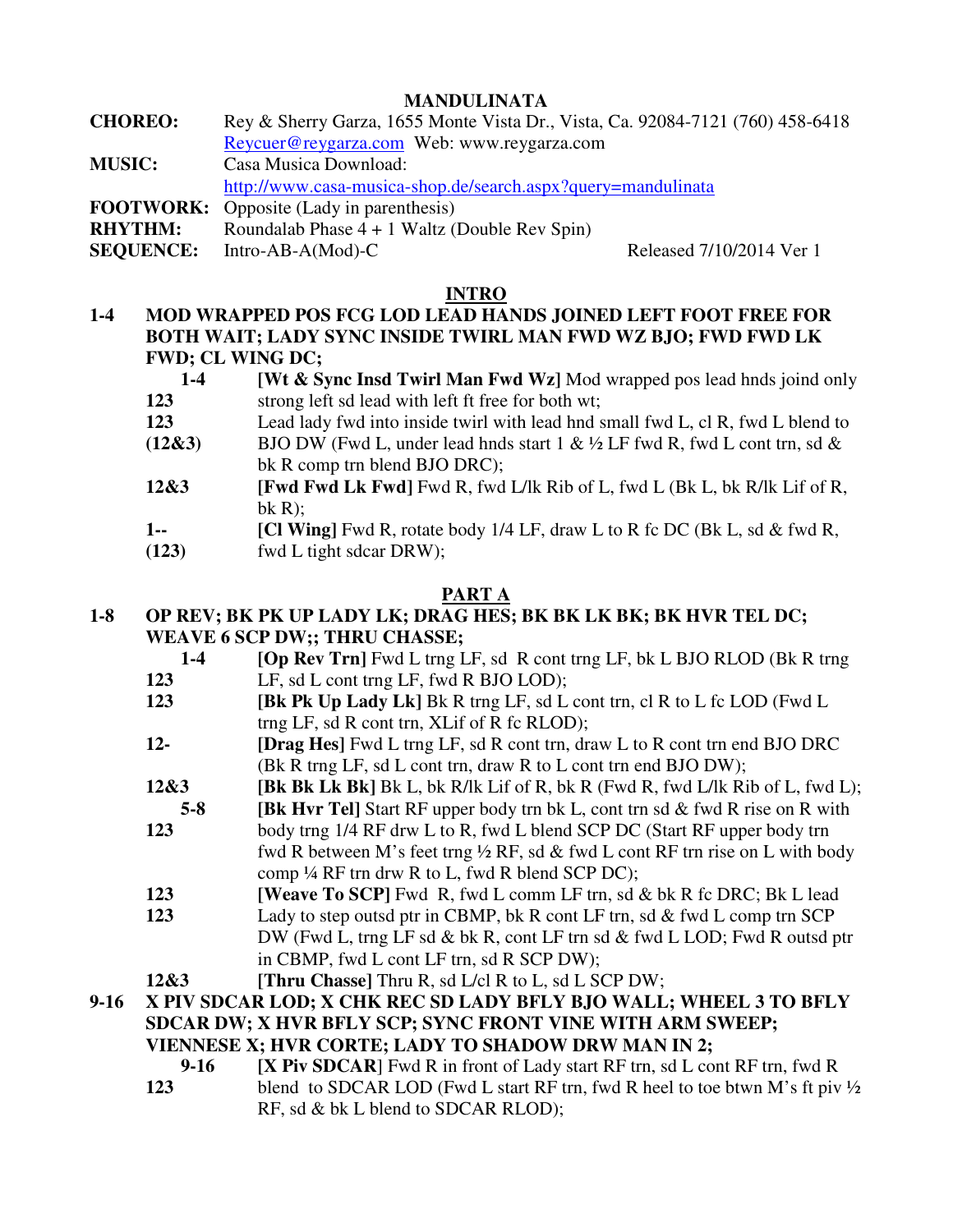# MANDULINATA

**CHOREO:** Rey & Sherry Garza, 1655 Monte Vista Dr., Vista, Ca. 92084-7121 (760) 458-6418
Reycuer@reygarza.com Web: www.reygarza.com

**MUSIC:** Casa Musica Download:
http://www.casa-musica-shop.de/search.aspx?query=mandulinata

**FOOTWORK:** Opposite (Lady in parenthesis)

**RHYTHM:** Roundalab Phase 4 + 1 Waltz (Double Rev Spin)

**SEQUENCE:** Intro-AB-A(Mod)-C    Released 7/10/2014 Ver 1

## INTRO

**1-4 MOD WRAPPED POS FCG LOD LEAD HANDS JOINED LEFT FOOT FREE FOR BOTH WAIT; LADY SYNC INSIDE TWIRL MAN FWD WZ BJO; FWD FWD LK FWD; CL WING DC;**

**1-4** **[Wt & Sync Insd Twirl Man Fwd Wz]** Mod wrapped pos lead hnds joind only

**123** strong left sd lead with left ft free for both wt;

**123** Lead lady fwd into inside twirl with lead hnd small fwd L, cl R, fwd L blend to

**(12&3)** BJO DW (Fwd L, under lead hnds start 1 & ½ LF fwd R, fwd L cont trn, sd & bk R comp trn blend BJO DRC);

**12&3** **[Fwd Fwd Lk Fwd]** Fwd R, fwd L/lk Rib of L, fwd L (Bk L, bk R/lk Lif of R, bk R);

**1--** **[Cl Wing]** Fwd R, rotate body 1/4 LF, draw L to R fc DC (Bk L, sd & fwd R,

**(123)** fwd L tight sdcar DRW);

## PART A

**1-8 OP REV; BK PK UP LADY LK; DRAG HES; BK BK LK BK; BK HVR TEL DC; WEAVE 6 SCP DW;; THRU CHASSE;**

**1-4** **[Op Rev Trn]** Fwd L trng LF, sd R cont trng LF, bk L BJO RLOD (Bk R trng

**123** LF, sd L cont trng LF, fwd R BJO LOD);

**123** **[Bk Pk Up Lady Lk]** Bk R trng LF, sd L cont trn, cl R to L fc LOD (Fwd L trng LF, sd R cont trn, XLif of R fc RLOD);

**12-** **[Drag Hes]** Fwd L trng LF, sd R cont trn, draw L to R cont trn end BJO DRC (Bk R trng LF, sd L cont trn, draw R to L cont trn end BJO DW);

**12&3** **[Bk Bk Lk Bk]** Bk L, bk R/lk Lif of R, bk R (Fwd R, fwd L/lk Rib of L, fwd L);

**5-8** **[Bk Hvr Tel]** Start RF upper body trn bk L, cont trn sd & fwd R rise on R with

**123** body trng 1/4 RF drw L to R, fwd L blend SCP DC (Start RF upper body trn fwd R between M's feet trng ½ RF, sd & fwd L cont RF trn rise on L with body comp ¼ RF trn drw R to L, fwd R blend SCP DC);

**123** **[Weave To SCP]** Fwd R, fwd L comm LF trn, sd & bk R fc DRC; Bk L lead

**123** Lady to step outsd ptr in CBMP, bk R cont LF trn, sd & fwd L comp trn SCP DW (Fwd L, trng LF sd & bk R, cont LF trn sd & fwd L LOD; Fwd R outsd ptr in CBMP, fwd L cont LF trn, sd R SCP DW);

**12&3** **[Thru Chasse]** Thru R, sd L/cl R to L, sd L SCP DW;

**9-16 X PIV SDCAR LOD; X CHK REC SD LADY BFLY BJO WALL; WHEEL 3 TO BFLY SDCAR DW; X HVR BFLY SCP; SYNC FRONT VINE WITH ARM SWEEP; VIENNESE X; HVR CORTE; LADY TO SHADOW DRW MAN IN 2;**

**9-16** **[X Piv SDCAR]** Fwd R in front of Lady start RF trn, sd L cont RF trn, fwd R

**123** blend to SDCAR LOD (Fwd L start RF trn, fwd R heel to toe btwn M's ft piv ½ RF, sd & bk L blend to SDCAR RLOD);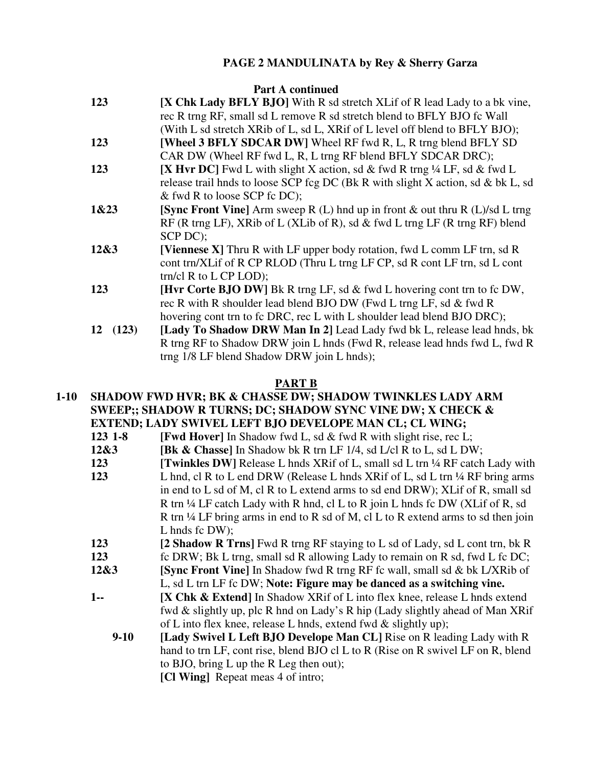**PAGE 2 MANDULINATA by Rey & Sherry Garza**

**Part A continued**

**123** **[X Chk Lady BFLY BJO]** With R sd stretch XLif of R lead Lady to a bk vine, rec R trng RF, small sd L remove R sd stretch blend to BFLY BJO fc Wall (With L sd stretch XRib of L, sd L, XRif of L level off blend to BFLY BJO);

**123** **[Wheel 3 BFLY SDCAR DW]** Wheel RF fwd R, L, R trng blend BFLY SD CAR DW (Wheel RF fwd L, R, L trng RF blend BFLY SDCAR DRC);

**123** **[X Hvr DC]** Fwd L with slight X action, sd & fwd R trng ¼ LF, sd & fwd L release trail hnds to loose SCP fcg DC (Bk R with slight X action, sd & bk L, sd & fwd R to loose SCP fc DC);

**1&23** **[Sync Front Vine]** Arm sweep R (L) hnd up in front & out thru R (L)/sd L trng RF (R trng LF), XRib of L (XLib of R), sd & fwd L trng LF (R trng RF) blend SCP DC);

**12&3** **[Viennese X]** Thru R with LF upper body rotation, fwd L comm LF trn, sd R cont trn/XLif of R CP RLOD (Thru L trng LF CP, sd R cont LF trn, sd L cont trn/cl R to L CP LOD);

**123** **[Hvr Corte BJO DW]** Bk R trng LF, sd & fwd L hovering cont trn to fc DW, rec R with R shoulder lead blend BJO DW (Fwd L trng LF, sd & fwd R hovering cont trn to fc DRC, rec L with L shoulder lead blend BJO DRC);

**12 (123)** **[Lady To Shadow DRW Man In 2]** Lead Lady fwd bk L, release lead hnds, bk R trng RF to Shadow DRW join L hnds (Fwd R, release lead hnds fwd L, fwd R trng 1/8 LF blend Shadow DRW join L hnds);

## PART B

**1-10 SHADOW FWD HVR; BK & CHASSE DW; SHADOW TWINKLES LADY ARM SWEEP;; SHADOW R TURNS; DC; SHADOW SYNC VINE DW; X CHECK & EXTEND; LADY SWIVEL LEFT BJO DEVELOPE MAN CL; CL WING;**

**123 1-8** **[Fwd Hover]** In Shadow fwd L, sd & fwd R with slight rise, rec L;

**12&3** **[Bk & Chasse]** In Shadow bk R trn LF 1/4, sd L/cl R to L, sd L DW;

**123**
**123** **[Twinkles DW]** Release L hnds XRif of L, small sd L trn ¼ RF catch Lady with L hnd, cl R to L end DRW (Release L hnds XRif of L, sd L trn ¼ RF bring arms in end to L sd of M, cl R to L extend arms to sd end DRW); XLif of R, small sd R trn ¼ LF catch Lady with R hnd, cl L to R join L hnds fc DW (XLif of R, sd R trn ¼ LF bring arms in end to R sd of M, cl L to R extend arms to sd then join L hnds fc DW);

**123**
**123** **[2 Shadow R Trns]** Fwd R trng RF staying to L sd of Lady, sd L cont trn, bk R fc DRW; Bk L trng, small sd R allowing Lady to remain on R sd, fwd L fc DC;

**12&3** **[Sync Front Vine]** In Shadow fwd R trng RF fc wall, small sd & bk L/XRib of L, sd L trn LF fc DW; **Note: Figure may be danced as a switching vine.**

**1--** **[X Chk & Extend]** In Shadow XRif of L into flex knee, release L hnds extend fwd & slightly up, plc R hnd on Lady's R hip (Lady slightly ahead of Man XRif of L into flex knee, release L hnds, extend fwd & slightly up);

**9-10** **[Lady Swivel L Left BJO Develope Man CL]** Rise on R leading Lady with R hand to trn LF, cont rise, blend BJO cl L to R (Rise on R swivel LF on R, blend to BJO, bring L up the R Leg then out);

**[Cl Wing]** Repeat meas 4 of intro;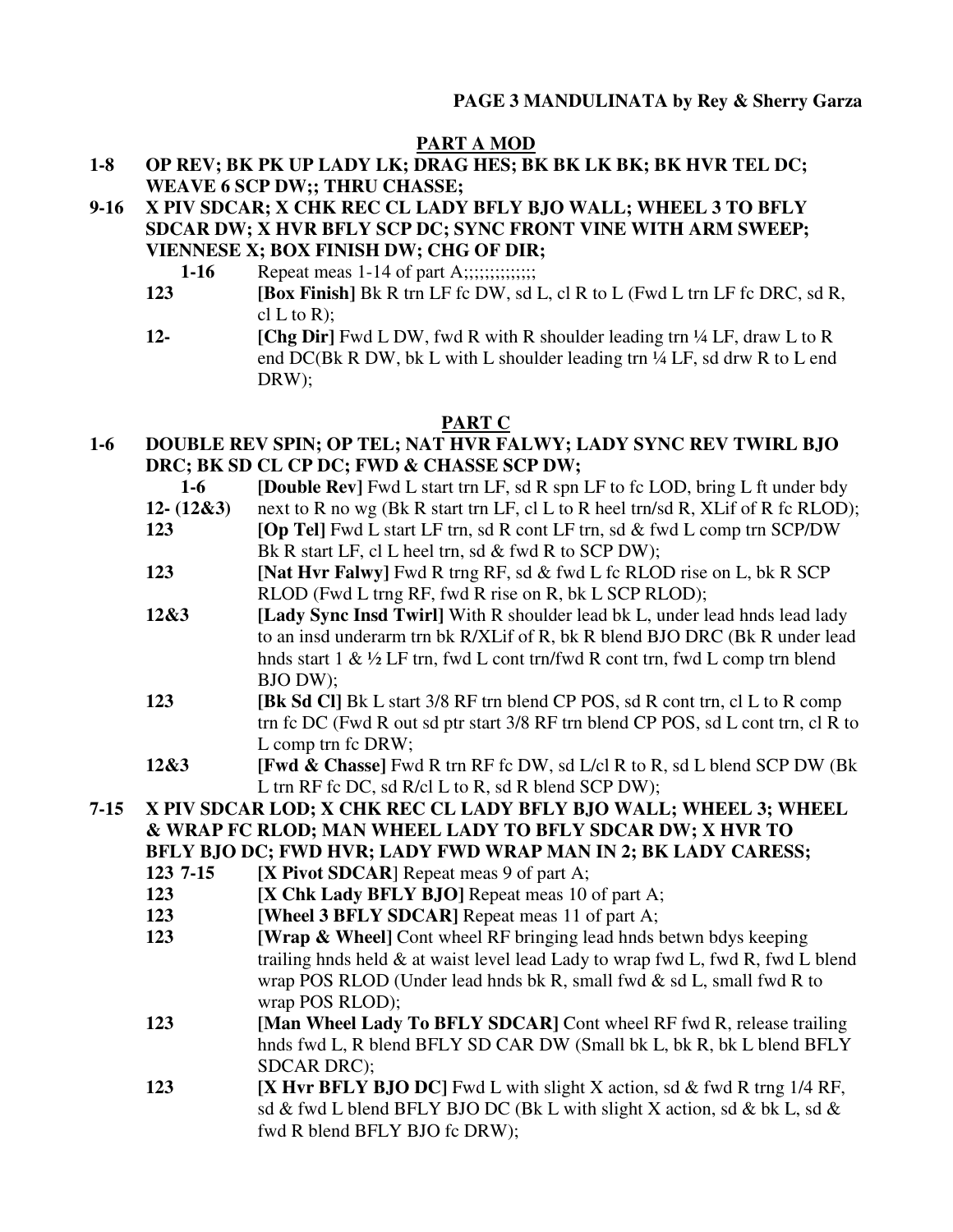## PART A MOD

**1-8 OP REV; BK PK UP LADY LK; DRAG HES; BK BK LK BK; BK HVR TEL DC; WEAVE 6 SCP DW;; THRU CHASSE;**

**9-16 X PIV SDCAR; X CHK REC CL LADY BFLY BJO WALL; WHEEL 3 TO BFLY SDCAR DW; X HVR BFLY SCP DC; SYNC FRONT VINE WITH ARM SWEEP; VIENNESE X; BOX FINISH DW; CHG OF DIR;**

- **1-16** Repeat meas 1-14 of part A;;;;;;;;;;;;;;
- **123** **[Box Finish]** Bk R trn LF fc DW, sd L, cl R to L (Fwd L trn LF fc DRC, sd R, cl L to R);
- **12-** **[Chg Dir]** Fwd L DW, fwd R with R shoulder leading trn ¼ LF, draw L to R end DC(Bk R DW, bk L with L shoulder leading trn ¼ LF, sd drw R to L end DRW);

## PART C

**1-6 DOUBLE REV SPIN; OP TEL; NAT HVR FALWY; LADY SYNC REV TWIRL BJO DRC; BK SD CL CP DC; FWD & CHASSE SCP DW;**

- **1-6** **[Double Rev]** Fwd L start trn LF, sd R spn LF to fc LOD, bring L ft under bdy
- **12- (12&3)** next to R no wg (Bk R start trn LF, cl L to R heel trn/sd R, XLif of R fc RLOD);
- **123** **[Op Tel]** Fwd L start LF trn, sd R cont LF trn, sd & fwd L comp trn SCP/DW Bk R start LF, cl L heel trn, sd & fwd R to SCP DW);
- **123** **[Nat Hvr Falwy]** Fwd R trng RF, sd & fwd L fc RLOD rise on L, bk R SCP RLOD (Fwd L trng RF, fwd R rise on R, bk L SCP RLOD);
- **12&3** **[Lady Sync Insd Twirl]** With R shoulder lead bk L, under lead hnds lead lady to an insd underarm trn bk R/XLif of R, bk R blend BJO DRC (Bk R under lead hnds start 1 & ½ LF trn, fwd L cont trn/fwd R cont trn, fwd L comp trn blend BJO DW);
- **123** **[Bk Sd Cl]** Bk L start 3/8 RF trn blend CP POS, sd R cont trn, cl L to R comp trn fc DC (Fwd R out sd ptr start 3/8 RF trn blend CP POS, sd L cont trn, cl R to L comp trn fc DRW;
- **12&3** **[Fwd & Chasse]** Fwd R trn RF fc DW, sd L/cl R to R, sd L blend SCP DW (Bk L trn RF fc DC, sd R/cl L to R, sd R blend SCP DW);

**7-15 X PIV SDCAR LOD; X CHK REC CL LADY BFLY BJO WALL; WHEEL 3; WHEEL & WRAP FC RLOD; MAN WHEEL LADY TO BFLY SDCAR DW; X HVR TO BFLY BJO DC; FWD HVR; LADY FWD WRAP MAN IN 2; BK LADY CARESS;**

- **123 7-15** **[X Pivot SDCAR]** Repeat meas 9 of part A;
- **123** **[X Chk Lady BFLY BJO]** Repeat meas 10 of part A;
- **123** **[Wheel 3 BFLY SDCAR]** Repeat meas 11 of part A;
- **123** **[Wrap & Wheel]** Cont wheel RF bringing lead hnds betwn bdys keeping trailing hnds held & at waist level lead Lady to wrap fwd L, fwd R, fwd L blend wrap POS RLOD (Under lead hnds bk R, small fwd & sd L, small fwd R to wrap POS RLOD);
- **123** **[Man Wheel Lady To BFLY SDCAR]** Cont wheel RF fwd R, release trailing hnds fwd L, R blend BFLY SD CAR DW (Small bk L, bk R, bk L blend BFLY SDCAR DRC);
- **123** **[X Hvr BFLY BJO DC]** Fwd L with slight X action, sd & fwd R trng 1/4 RF, sd & fwd L blend BFLY BJO DC (Bk L with slight X action, sd & bk L, sd & fwd R blend BFLY BJO fc DRW);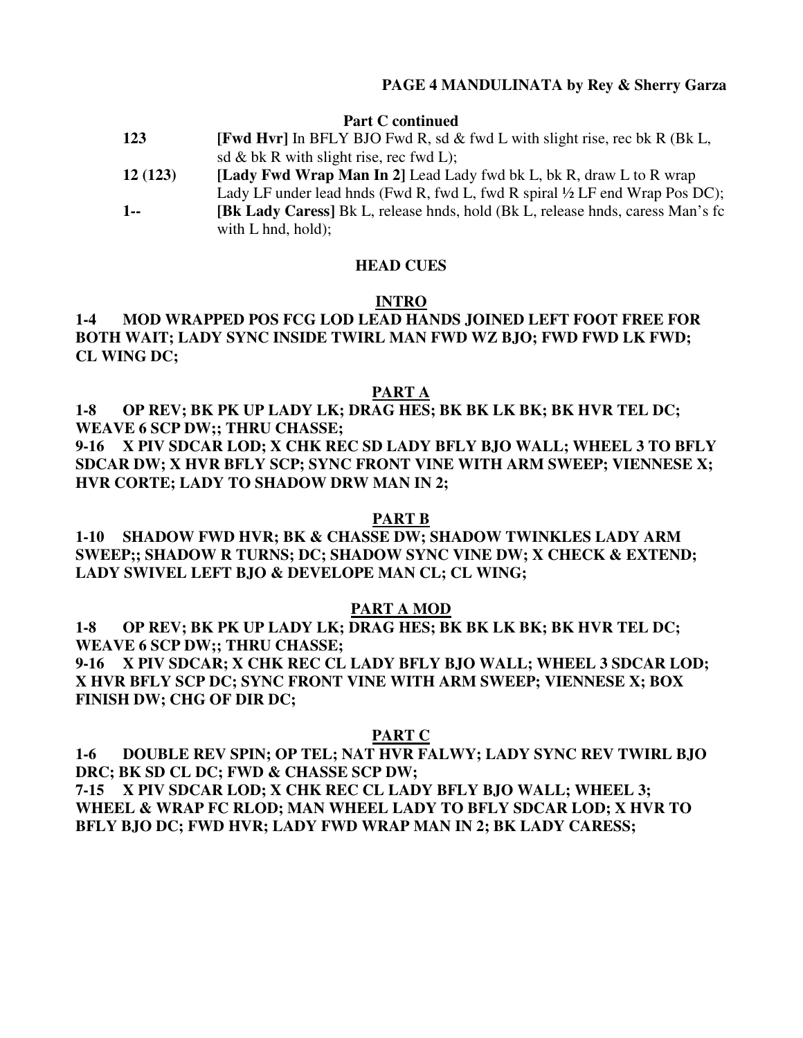**Part C continued**

| | |
|---|---|
| 123 | **[Fwd Hvr]** In BFLY BJO Fwd R, sd & fwd L with slight rise, rec bk R (Bk L, sd & bk R with slight rise, rec fwd L); |
| 12 (123) | **[Lady Fwd Wrap Man In 2]** Lead Lady fwd bk L, bk R, draw L to R wrap Lady LF under lead hnds (Fwd R, fwd L, fwd R spiral ½ LF end Wrap Pos DC); |
| 1-- | **[Bk Lady Caress]** Bk L, release hnds, hold (Bk L, release hnds, caress Man's fc with L hnd, hold); |

## HEAD CUES

### INTRO

**1-4 MOD WRAPPED POS FCG LOD LEAD HANDS JOINED LEFT FOOT FREE FOR BOTH WAIT; LADY SYNC INSIDE TWIRL MAN FWD WZ BJO; FWD FWD LK FWD; CL WING DC;**

### PART A

**1-8 OP REV; BK PK UP LADY LK; DRAG HES; BK BK LK BK; BK HVR TEL DC; WEAVE 6 SCP DW;; THRU CHASSE;**

**9-16 X PIV SDCAR LOD; X CHK REC SD LADY BFLY BJO WALL; WHEEL 3 TO BFLY SDCAR DW; X HVR BFLY SCP; SYNC FRONT VINE WITH ARM SWEEP; VIENNESE X; HVR CORTE; LADY TO SHADOW DRW MAN IN 2;**

### PART B

**1-10 SHADOW FWD HVR; BK & CHASSE DW; SHADOW TWINKLES LADY ARM SWEEP;; SHADOW R TURNS; DC; SHADOW SYNC VINE DW; X CHECK & EXTEND; LADY SWIVEL LEFT BJO & DEVELOPE MAN CL; CL WING;**

### PART A MOD

**1-8 OP REV; BK PK UP LADY LK; DRAG HES; BK BK LK BK; BK HVR TEL DC; WEAVE 6 SCP DW;; THRU CHASSE;**

**9-16 X PIV SDCAR; X CHK REC CL LADY BFLY BJO WALL; WHEEL 3 SDCAR LOD; X HVR BFLY SCP DC; SYNC FRONT VINE WITH ARM SWEEP; VIENNESE X; BOX FINISH DW; CHG OF DIR DC;**

### PART C

**1-6 DOUBLE REV SPIN; OP TEL; NAT HVR FALWY; LADY SYNC REV TWIRL BJO DRC; BK SD CL DC; FWD & CHASSE SCP DW;**

**7-15 X PIV SDCAR LOD; X CHK REC CL LADY BFLY BJO WALL; WHEEL 3; WHEEL & WRAP FC RLOD; MAN WHEEL LADY TO BFLY SDCAR LOD; X HVR TO BFLY BJO DC; FWD HVR; LADY FWD WRAP MAN IN 2; BK LADY CARESS;**